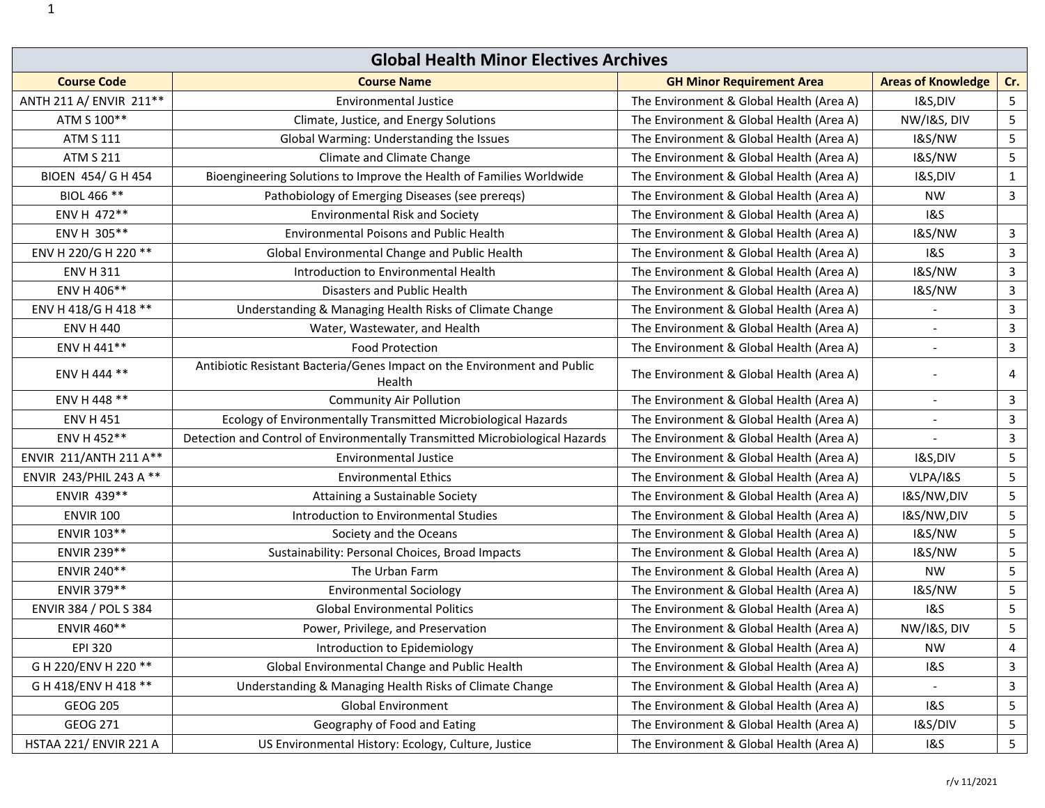| Global Health Minor Electives Archives | | | | |
|---|---|---|---|---|
| **Course Code** | **Course Name** | **GH Minor Requirement Area** | **Areas of Knowledge** | **Cr.** |
| ANTH 211 A/ ENVIR 211** | Environmental Justice | The Environment & Global Health (Area A) | I&S,DIV | 5 |
| ATM S 100** | Climate, Justice, and Energy Solutions | The Environment & Global Health (Area A) | NW/I&S, DIV | 5 |
| ATM S 111 | Global Warming: Understanding the Issues | The Environment & Global Health (Area A) | I&S/NW | 5 |
| ATM S 211 | Climate and Climate Change | The Environment & Global Health (Area A) | I&S/NW | 5 |
| BIOEN 454/ G H 454 | Bioengineering Solutions to Improve the Health of Families Worldwide | The Environment & Global Health (Area A) | I&S,DIV | 1 |
| BIOL 466 ** | Pathobiology of Emerging Diseases (see prereqs) | The Environment & Global Health (Area A) | NW | 3 |
| ENV H 472** | Environmental Risk and Society | The Environment & Global Health (Area A) | I&S | |
| ENV H 305** | Environmental Poisons and Public Health | The Environment & Global Health (Area A) | I&S/NW | 3 |
| ENV H 220/G H 220 ** | Global Environmental Change and Public Health | The Environment & Global Health (Area A) | I&S | 3 |
| ENV H 311 | Introduction to Environmental Health | The Environment & Global Health (Area A) | I&S/NW | 3 |
| ENV H 406** | Disasters and Public Health | The Environment & Global Health (Area A) | I&S/NW | 3 |
| ENV H 418/G H 418 ** | Understanding & Managing Health Risks of Climate Change | The Environment & Global Health (Area A) | - | 3 |
| ENV H 440 | Water, Wastewater, and Health | The Environment & Global Health (Area A) | - | 3 |
| ENV H 441** | Food Protection | The Environment & Global Health (Area A) | - | 3 |
| ENV H 444 ** | Antibiotic Resistant Bacteria/Genes Impact on the Environment and Public Health | The Environment & Global Health (Area A) | - | 4 |
| ENV H 448 ** | Community Air Pollution | The Environment & Global Health (Area A) | - | 3 |
| ENV H 451 | Ecology of Environmentally Transmitted Microbiological Hazards | The Environment & Global Health (Area A) | - | 3 |
| ENV H 452** | Detection and Control of Environmentally Transmitted Microbiological Hazards | The Environment & Global Health (Area A) | - | 3 |
| ENVIR 211/ANTH 211 A** | Environmental Justice | The Environment & Global Health (Area A) | I&S,DIV | 5 |
| ENVIR 243/PHIL 243 A ** | Environmental Ethics | The Environment & Global Health (Area A) | VLPA/I&S | 5 |
| ENVIR 439** | Attaining a Sustainable Society | The Environment & Global Health (Area A) | I&S/NW,DIV | 5 |
| ENVIR 100 | Introduction to Environmental Studies | The Environment & Global Health (Area A) | I&S/NW,DIV | 5 |
| ENVIR 103** | Society and the Oceans | The Environment & Global Health (Area A) | I&S/NW | 5 |
| ENVIR 239** | Sustainability: Personal Choices, Broad Impacts | The Environment & Global Health (Area A) | I&S/NW | 5 |
| ENVIR 240** | The Urban Farm | The Environment & Global Health (Area A) | NW | 5 |
| ENVIR 379** | Environmental Sociology | The Environment & Global Health (Area A) | I&S/NW | 5 |
| ENVIR 384 / POL S 384 | Global Environmental Politics | The Environment & Global Health (Area A) | I&S | 5 |
| ENVIR 460** | Power, Privilege, and Preservation | The Environment & Global Health (Area A) | NW/I&S, DIV | 5 |
| EPI 320 | Introduction to Epidemiology | The Environment & Global Health (Area A) | NW | 4 |
| G H 220/ENV H 220 ** | Global Environmental Change and Public Health | The Environment & Global Health (Area A) | I&S | 3 |
| G H 418/ENV H 418 ** | Understanding & Managing Health Risks of Climate Change | The Environment & Global Health (Area A) | - | 3 |
| GEOG 205 | Global Environment | The Environment & Global Health (Area A) | I&S | 5 |
| GEOG 271 | Geography of Food and Eating | The Environment & Global Health (Area A) | I&S/DIV | 5 |
| HSTAA 221/ ENVIR 221 A | US Environmental History: Ecology, Culture, Justice | The Environment & Global Health (Area A) | I&S | 5 |

r/v 11/2021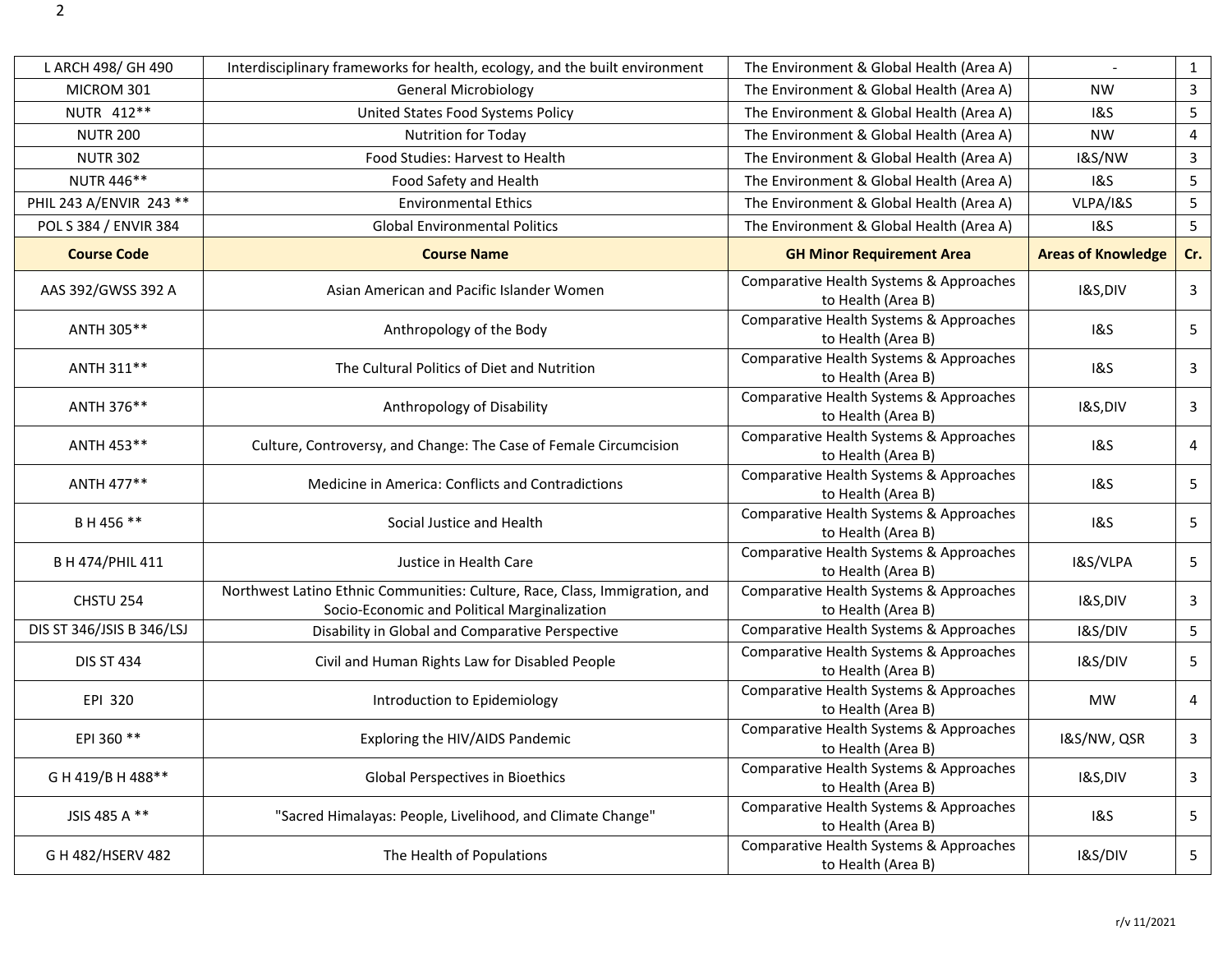| L ARCH 498/ GH 490 | Interdisciplinary frameworks for health, ecology, and the built environment | The Environment & Global Health (Area A) | - | 1 |
|---|---|---|---|---|
| MICROM 301 | General Microbiology | The Environment & Global Health (Area A) | NW | 3 |
| NUTR 412** | United States Food Systems Policy | The Environment & Global Health (Area A) | I&S | 5 |
| NUTR 200 | Nutrition for Today | The Environment & Global Health (Area A) | NW | 4 |
| NUTR 302 | Food Studies: Harvest to Health | The Environment & Global Health (Area A) | I&S/NW | 3 |
| NUTR 446** | Food Safety and Health | The Environment & Global Health (Area A) | I&S | 5 |
| PHIL 243 A/ENVIR 243 ** | Environmental Ethics | The Environment & Global Health (Area A) | VLPA/I&S | 5 |
| POL S 384 / ENVIR 384 | Global Environmental Politics | The Environment & Global Health (Area A) | I&S | 5 |
| **Course Code** | **Course Name** | **GH Minor Requirement Area** | **Areas of Knowledge** | **Cr.** |
| AAS 392/GWSS 392 A | Asian American and Pacific Islander Women | Comparative Health Systems & Approaches to Health (Area B) | I&S,DIV | 3 |
| ANTH 305** | Anthropology of the Body | Comparative Health Systems & Approaches to Health (Area B) | I&S | 5 |
| ANTH 311** | The Cultural Politics of Diet and Nutrition | Comparative Health Systems & Approaches to Health (Area B) | I&S | 3 |
| ANTH 376** | Anthropology of Disability | Comparative Health Systems & Approaches to Health (Area B) | I&S,DIV | 3 |
| ANTH 453** | Culture, Controversy, and Change: The Case of Female Circumcision | Comparative Health Systems & Approaches to Health (Area B) | I&S | 4 |
| ANTH 477** | Medicine in America: Conflicts and Contradictions | Comparative Health Systems & Approaches to Health (Area B) | I&S | 5 |
| B H 456 ** | Social Justice and Health | Comparative Health Systems & Approaches to Health (Area B) | I&S | 5 |
| B H 474/PHIL 411 | Justice in Health Care | Comparative Health Systems & Approaches to Health (Area B) | I&S/VLPA | 5 |
| CHSTU 254 | Northwest Latino Ethnic Communities: Culture, Race, Class, Immigration, and Socio-Economic and Political Marginalization | Comparative Health Systems & Approaches to Health (Area B) | I&S,DIV | 3 |
| DIS ST 346/JSIS B 346/LSJ | Disability in Global and Comparative Perspective | Comparative Health Systems & Approaches | I&S/DIV | 5 |
| DIS ST 434 | Civil and Human Rights Law for Disabled People | Comparative Health Systems & Approaches to Health (Area B) | I&S/DIV | 5 |
| EPI 320 | Introduction to Epidemiology | Comparative Health Systems & Approaches to Health (Area B) | MW | 4 |
| EPI 360 ** | Exploring the HIV/AIDS Pandemic | Comparative Health Systems & Approaches to Health (Area B) | I&S/NW, QSR | 3 |
| G H 419/B H 488** | Global Perspectives in Bioethics | Comparative Health Systems & Approaches to Health (Area B) | I&S,DIV | 3 |
| JSIS 485 A ** | "Sacred Himalayas: People, Livelihood, and Climate Change" | Comparative Health Systems & Approaches to Health (Area B) | I&S | 5 |
| G H 482/HSERV 482 | The Health of Populations | Comparative Health Systems & Approaches to Health (Area B) | I&S/DIV | 5 |

r/v 11/2021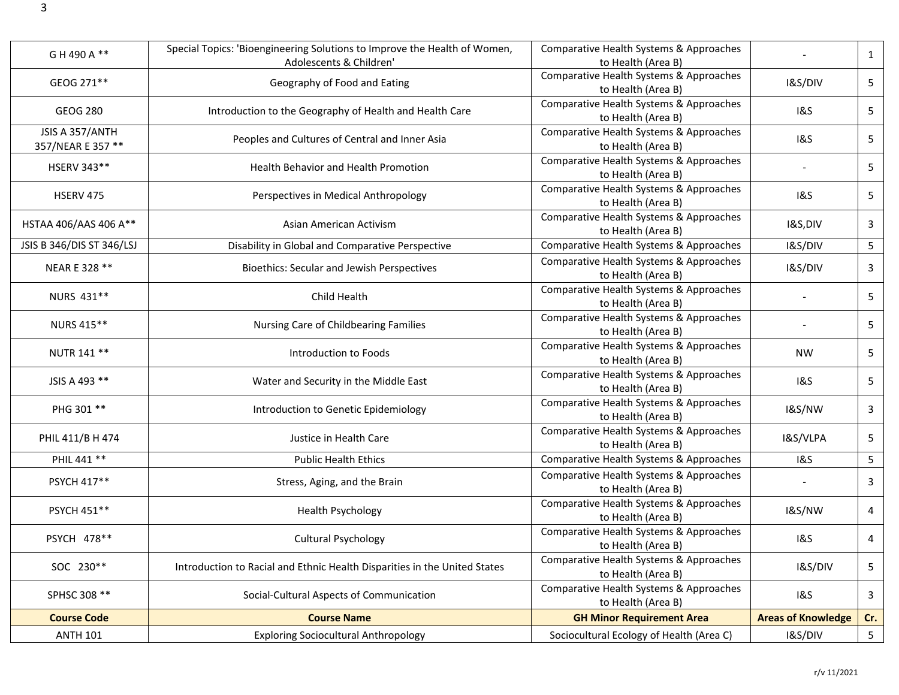| | | | | |
|---|---|---|---|---|
| G H 490 A ** | Special Topics: 'Bioengineering Solutions to Improve the Health of Women, Adolescents & Children' | Comparative Health Systems & Approaches to Health (Area B) | - | 1 |
| GEOG 271** | Geography of Food and Eating | Comparative Health Systems & Approaches to Health (Area B) | I&S/DIV | 5 |
| GEOG 280 | Introduction to the Geography of Health and Health Care | Comparative Health Systems & Approaches to Health (Area B) | I&S | 5 |
| JSIS A 357/ANTH 357/NEAR E 357 ** | Peoples and Cultures of Central and Inner Asia | Comparative Health Systems & Approaches to Health (Area B) | I&S | 5 |
| HSERV 343** | Health Behavior and Health Promotion | Comparative Health Systems & Approaches to Health (Area B) | - | 5 |
| HSERV 475 | Perspectives in Medical Anthropology | Comparative Health Systems & Approaches to Health (Area B) | I&S | 5 |
| HSTAA 406/AAS 406 A** | Asian American Activism | Comparative Health Systems & Approaches to Health (Area B) | I&S,DIV | 3 |
| JSIS B 346/DIS ST 346/LSJ | Disability in Global and Comparative Perspective | Comparative Health Systems & Approaches | I&S/DIV | 5 |
| NEAR E 328 ** | Bioethics: Secular and Jewish Perspectives | Comparative Health Systems & Approaches to Health (Area B) | I&S/DIV | 3 |
| NURS 431** | Child Health | Comparative Health Systems & Approaches to Health (Area B) | - | 5 |
| NURS 415** | Nursing Care of Childbearing Families | Comparative Health Systems & Approaches to Health (Area B) | - | 5 |
| NUTR 141 ** | Introduction to Foods | Comparative Health Systems & Approaches to Health (Area B) | NW | 5 |
| JSIS A 493 ** | Water and Security in the Middle East | Comparative Health Systems & Approaches to Health (Area B) | I&S | 5 |
| PHG 301 ** | Introduction to Genetic Epidemiology | Comparative Health Systems & Approaches to Health (Area B) | I&S/NW | 3 |
| PHIL 411/B H 474 | Justice in Health Care | Comparative Health Systems & Approaches to Health (Area B) | I&S/VLPA | 5 |
| PHIL 441 ** | Public Health Ethics | Comparative Health Systems & Approaches | I&S | 5 |
| PSYCH 417** | Stress, Aging, and the Brain | Comparative Health Systems & Approaches to Health (Area B) | - | 3 |
| PSYCH 451** | Health Psychology | Comparative Health Systems & Approaches to Health (Area B) | I&S/NW | 4 |
| PSYCH 478** | Cultural Psychology | Comparative Health Systems & Approaches to Health (Area B) | I&S | 4 |
| SOC 230** | Introduction to Racial and Ethnic Health Disparities in the United States | Comparative Health Systems & Approaches to Health (Area B) | I&S/DIV | 5 |
| SPHSC 308 ** | Social-Cultural Aspects of Communication | Comparative Health Systems & Approaches to Health (Area B) | I&S | 3 |
| **Course Code** | **Course Name** | **GH Minor Requirement Area** | **Areas of Knowledge** | **Cr.** |
| ANTH 101 | Exploring Sociocultural Anthropology | Sociocultural Ecology of Health (Area C) | I&S/DIV | 5 |

r/v 11/2021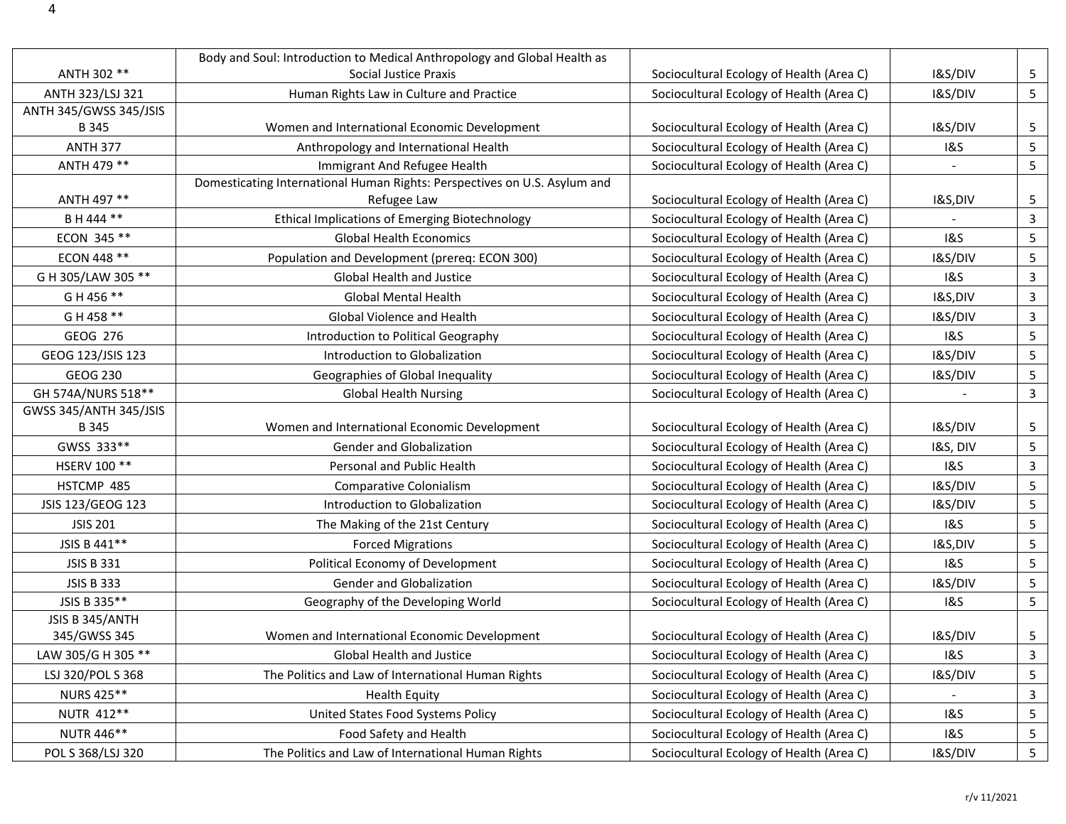| | | | | |
|---|---|---|---|---|
| ANTH 302 ** | Body and Soul: Introduction to Medical Anthropology and Global Health as Social Justice Praxis | Sociocultural Ecology of Health (Area C) | I&S/DIV | 5 |
| ANTH 323/LSJ 321 | Human Rights Law in Culture and Practice | Sociocultural Ecology of Health (Area C) | I&S/DIV | 5 |
| ANTH 345/GWSS 345/JSIS B 345 | Women and International Economic Development | Sociocultural Ecology of Health (Area C) | I&S/DIV | 5 |
| ANTH 377 | Anthropology and International Health | Sociocultural Ecology of Health (Area C) | I&S | 5 |
| ANTH 479 ** | Immigrant And Refugee Health | Sociocultural Ecology of Health (Area C) | - | 5 |
| ANTH 497 ** | Domesticating International Human Rights: Perspectives on U.S. Asylum and Refugee Law | Sociocultural Ecology of Health (Area C) | I&S,DIV | 5 |
| B H 444 ** | Ethical Implications of Emerging Biotechnology | Sociocultural Ecology of Health (Area C) | - | 3 |
| ECON 345 ** | Global Health Economics | Sociocultural Ecology of Health (Area C) | I&S | 5 |
| ECON 448 ** | Population and Development (prereq: ECON 300) | Sociocultural Ecology of Health (Area C) | I&S/DIV | 5 |
| G H 305/LAW 305 ** | Global Health and Justice | Sociocultural Ecology of Health (Area C) | I&S | 3 |
| G H 456 ** | Global Mental Health | Sociocultural Ecology of Health (Area C) | I&S,DIV | 3 |
| G H 458 ** | Global Violence and Health | Sociocultural Ecology of Health (Area C) | I&S/DIV | 3 |
| GEOG 276 | Introduction to Political Geography | Sociocultural Ecology of Health (Area C) | I&S | 5 |
| GEOG 123/JSIS 123 | Introduction to Globalization | Sociocultural Ecology of Health (Area C) | I&S/DIV | 5 |
| GEOG 230 | Geographies of Global Inequality | Sociocultural Ecology of Health (Area C) | I&S/DIV | 5 |
| GH 574A/NURS 518** | Global Health Nursing | Sociocultural Ecology of Health (Area C) | - | 3 |
| GWSS 345/ANTH 345/JSIS B 345 | Women and International Economic Development | Sociocultural Ecology of Health (Area C) | I&S/DIV | 5 |
| GWSS 333** | Gender and Globalization | Sociocultural Ecology of Health (Area C) | I&S, DIV | 5 |
| HSERV 100 ** | Personal and Public Health | Sociocultural Ecology of Health (Area C) | I&S | 3 |
| HSTCMP 485 | Comparative Colonialism | Sociocultural Ecology of Health (Area C) | I&S/DIV | 5 |
| JSIS 123/GEOG 123 | Introduction to Globalization | Sociocultural Ecology of Health (Area C) | I&S/DIV | 5 |
| JSIS 201 | The Making of the 21st Century | Sociocultural Ecology of Health (Area C) | I&S | 5 |
| JSIS B 441** | Forced Migrations | Sociocultural Ecology of Health (Area C) | I&S,DIV | 5 |
| JSIS B 331 | Political Economy of Development | Sociocultural Ecology of Health (Area C) | I&S | 5 |
| JSIS B 333 | Gender and Globalization | Sociocultural Ecology of Health (Area C) | I&S/DIV | 5 |
| JSIS B 335** | Geography of the Developing World | Sociocultural Ecology of Health (Area C) | I&S | 5 |
| JSIS B 345/ANTH 345/GWSS 345 | Women and International Economic Development | Sociocultural Ecology of Health (Area C) | I&S/DIV | 5 |
| LAW 305/G H 305 ** | Global Health and Justice | Sociocultural Ecology of Health (Area C) | I&S | 3 |
| LSJ 320/POL S 368 | The Politics and Law of International Human Rights | Sociocultural Ecology of Health (Area C) | I&S/DIV | 5 |
| NURS 425** | Health Equity | Sociocultural Ecology of Health (Area C) | - | 3 |
| NUTR 412** | United States Food Systems Policy | Sociocultural Ecology of Health (Area C) | I&S | 5 |
| NUTR 446** | Food Safety and Health | Sociocultural Ecology of Health (Area C) | I&S | 5 |
| POL S 368/LSJ 320 | The Politics and Law of International Human Rights | Sociocultural Ecology of Health (Area C) | I&S/DIV | 5 |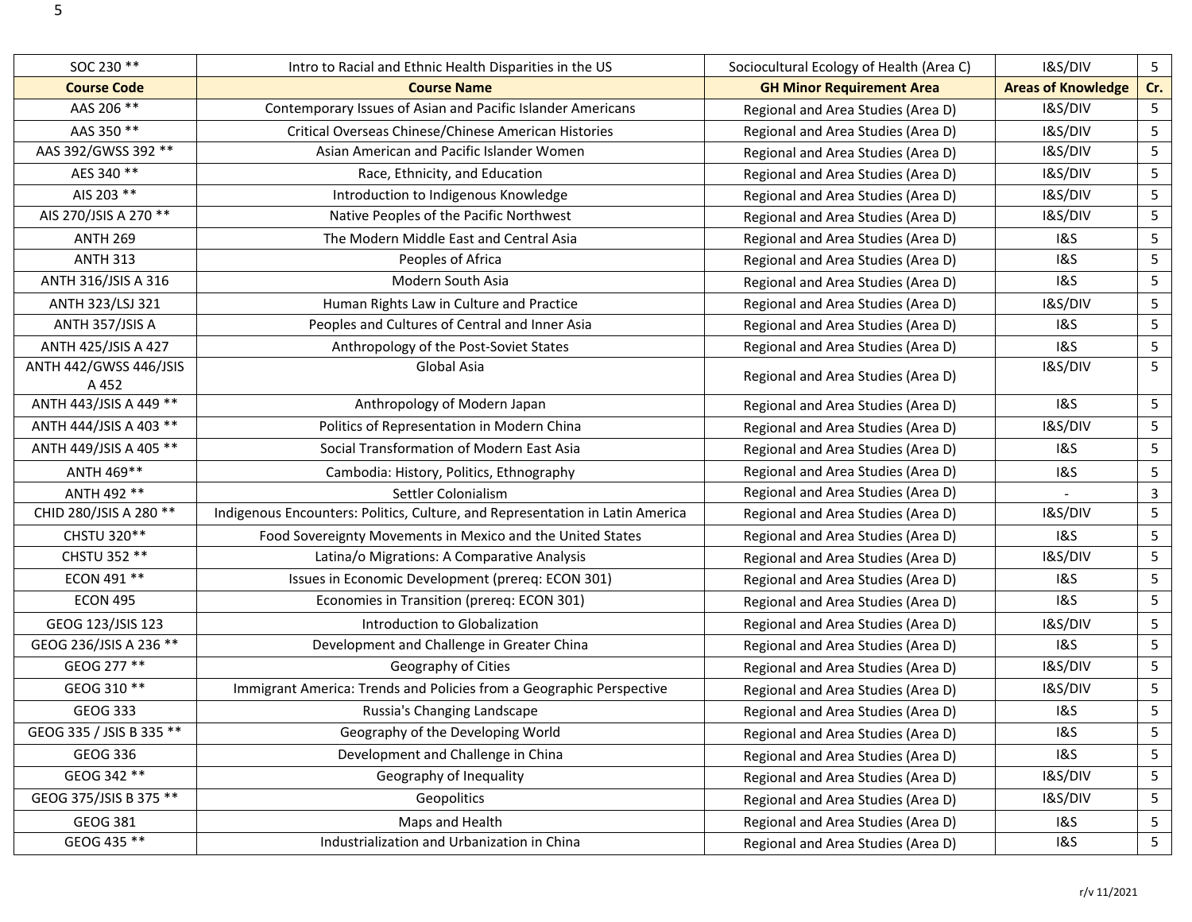| SOC 230 ** | Intro to Racial and Ethnic Health Disparities in the US | Sociocultural Ecology of Health (Area C) | I&S/DIV | 5 |
|---|---|---|---|---|
| **Course Code** | **Course Name** | **GH Minor Requirement Area** | **Areas of Knowledge** | **Cr.** |
| AAS 206 ** | Contemporary Issues of Asian and Pacific Islander Americans | Regional and Area Studies (Area D) | I&S/DIV | 5 |
| AAS 350 ** | Critical Overseas Chinese/Chinese American Histories | Regional and Area Studies (Area D) | I&S/DIV | 5 |
| AAS 392/GWSS 392 ** | Asian American and Pacific Islander Women | Regional and Area Studies (Area D) | I&S/DIV | 5 |
| AES 340 ** | Race, Ethnicity, and Education | Regional and Area Studies (Area D) | I&S/DIV | 5 |
| AIS 203 ** | Introduction to Indigenous Knowledge | Regional and Area Studies (Area D) | I&S/DIV | 5 |
| AIS 270/JSIS A 270 ** | Native Peoples of the Pacific Northwest | Regional and Area Studies (Area D) | I&S/DIV | 5 |
| ANTH 269 | The Modern Middle East and Central Asia | Regional and Area Studies (Area D) | I&S | 5 |
| ANTH 313 | Peoples of Africa | Regional and Area Studies (Area D) | I&S | 5 |
| ANTH 316/JSIS A 316 | Modern South Asia | Regional and Area Studies (Area D) | I&S | 5 |
| ANTH 323/LSJ 321 | Human Rights Law in Culture and Practice | Regional and Area Studies (Area D) | I&S/DIV | 5 |
| ANTH 357/JSIS A | Peoples and Cultures of Central and Inner Asia | Regional and Area Studies (Area D) | I&S | 5 |
| ANTH 425/JSIS A 427 | Anthropology of the Post-Soviet States | Regional and Area Studies (Area D) | I&S | 5 |
| ANTH 442/GWSS 446/JSIS A 452 | Global Asia | Regional and Area Studies (Area D) | I&S/DIV | 5 |
| ANTH 443/JSIS A 449 ** | Anthropology of Modern Japan | Regional and Area Studies (Area D) | I&S | 5 |
| ANTH 444/JSIS A 403 ** | Politics of Representation in Modern China | Regional and Area Studies (Area D) | I&S/DIV | 5 |
| ANTH 449/JSIS A 405 ** | Social Transformation of Modern East Asia | Regional and Area Studies (Area D) | I&S | 5 |
| ANTH 469** | Cambodia: History, Politics, Ethnography | Regional and Area Studies (Area D) | I&S | 5 |
| ANTH 492 ** | Settler Colonialism | Regional and Area Studies (Area D) | - | 3 |
| CHID 280/JSIS A 280 ** | Indigenous Encounters: Politics, Culture, and Representation in Latin America | Regional and Area Studies (Area D) | I&S/DIV | 5 |
| CHSTU 320** | Food Sovereignty Movements in Mexico and the United States | Regional and Area Studies (Area D) | I&S | 5 |
| CHSTU 352 ** | Latina/o Migrations: A Comparative Analysis | Regional and Area Studies (Area D) | I&S/DIV | 5 |
| ECON 491 ** | Issues in Economic Development (prereq: ECON 301) | Regional and Area Studies (Area D) | I&S | 5 |
| ECON 495 | Economies in Transition (prereq: ECON 301) | Regional and Area Studies (Area D) | I&S | 5 |
| GEOG 123/JSIS 123 | Introduction to Globalization | Regional and Area Studies (Area D) | I&S/DIV | 5 |
| GEOG 236/JSIS A 236 ** | Development and Challenge in Greater China | Regional and Area Studies (Area D) | I&S | 5 |
| GEOG 277 ** | Geography of Cities | Regional and Area Studies (Area D) | I&S/DIV | 5 |
| GEOG 310 ** | Immigrant America: Trends and Policies from a Geographic Perspective | Regional and Area Studies (Area D) | I&S/DIV | 5 |
| GEOG 333 | Russia's Changing Landscape | Regional and Area Studies (Area D) | I&S | 5 |
| GEOG 335 / JSIS B 335 ** | Geography of the Developing World | Regional and Area Studies (Area D) | I&S | 5 |
| GEOG 336 | Development and Challenge in China | Regional and Area Studies (Area D) | I&S | 5 |
| GEOG 342 ** | Geography of Inequality | Regional and Area Studies (Area D) | I&S/DIV | 5 |
| GEOG 375/JSIS B 375 ** | Geopolitics | Regional and Area Studies (Area D) | I&S/DIV | 5 |
| GEOG 381 | Maps and Health | Regional and Area Studies (Area D) | I&S | 5 |
| GEOG 435 ** | Industrialization and Urbanization in China | Regional and Area Studies (Area D) | I&S | 5 |

r/v 11/2021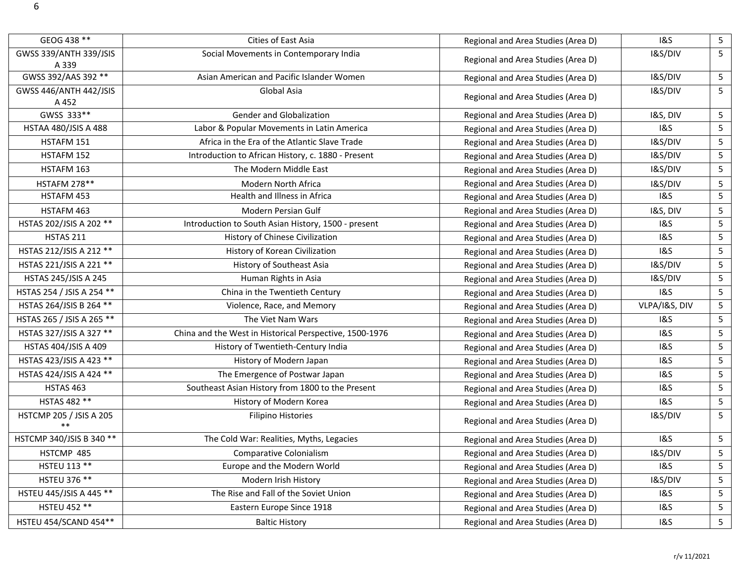| | | | | |
|---|---|---|---|---|
| GEOG 438 ** | Cities of East Asia | Regional and Area Studies (Area D) | I&S | 5 |
| GWSS 339/ANTH 339/JSIS A 339 | Social Movements in Contemporary India | Regional and Area Studies (Area D) | I&S/DIV | 5 |
| GWSS 392/AAS 392 ** | Asian American and Pacific Islander Women | Regional and Area Studies (Area D) | I&S/DIV | 5 |
| GWSS 446/ANTH 442/JSIS A 452 | Global Asia | Regional and Area Studies (Area D) | I&S/DIV | 5 |
| GWSS 333** | Gender and Globalization | Regional and Area Studies (Area D) | I&S, DIV | 5 |
| HSTAA 480/JSIS A 488 | Labor & Popular Movements in Latin America | Regional and Area Studies (Area D) | I&S | 5 |
| HSTAFM 151 | Africa in the Era of the Atlantic Slave Trade | Regional and Area Studies (Area D) | I&S/DIV | 5 |
| HSTAFM 152 | Introduction to African History, c. 1880 - Present | Regional and Area Studies (Area D) | I&S/DIV | 5 |
| HSTAFM 163 | The Modern Middle East | Regional and Area Studies (Area D) | I&S/DIV | 5 |
| HSTAFM 278** | Modern North Africa | Regional and Area Studies (Area D) | I&S/DIV | 5 |
| HSTAFM 453 | Health and Illness in Africa | Regional and Area Studies (Area D) | I&S | 5 |
| HSTAFM 463 | Modern Persian Gulf | Regional and Area Studies (Area D) | I&S, DIV | 5 |
| HSTAS 202/JSIS A 202 ** | Introduction to South Asian History, 1500 - present | Regional and Area Studies (Area D) | I&S | 5 |
| HSTAS 211 | History of Chinese Civilization | Regional and Area Studies (Area D) | I&S | 5 |
| HSTAS 212/JSIS A 212 ** | History of Korean Civilization | Regional and Area Studies (Area D) | I&S | 5 |
| HSTAS 221/JSIS A 221 ** | History of Southeast Asia | Regional and Area Studies (Area D) | I&S/DIV | 5 |
| HSTAS 245/JSIS A 245 | Human Rights in Asia | Regional and Area Studies (Area D) | I&S/DIV | 5 |
| HSTAS 254 / JSIS A 254 ** | China in the Twentieth Century | Regional and Area Studies (Area D) | I&S | 5 |
| HSTAS 264/JSIS B 264 ** | Violence, Race, and Memory | Regional and Area Studies (Area D) | VLPA/I&S, DIV | 5 |
| HSTAS 265 / JSIS A 265 ** | The Viet Nam Wars | Regional and Area Studies (Area D) | I&S | 5 |
| HSTAS 327/JSIS A 327 ** | China and the West in Historical Perspective, 1500-1976 | Regional and Area Studies (Area D) | I&S | 5 |
| HSTAS 404/JSIS A 409 | History of Twentieth-Century India | Regional and Area Studies (Area D) | I&S | 5 |
| HSTAS 423/JSIS A 423 ** | History of Modern Japan | Regional and Area Studies (Area D) | I&S | 5 |
| HSTAS 424/JSIS A 424 ** | The Emergence of Postwar Japan | Regional and Area Studies (Area D) | I&S | 5 |
| HSTAS 463 | Southeast Asian History from 1800 to the Present | Regional and Area Studies (Area D) | I&S | 5 |
| HSTAS 482 ** | History of Modern Korea | Regional and Area Studies (Area D) | I&S | 5 |
| HSTCMP 205 / JSIS A 205 ** | Filipino Histories | Regional and Area Studies (Area D) | I&S/DIV | 5 |
| HSTCMP 340/JSIS B 340 ** | The Cold War: Realities, Myths, Legacies | Regional and Area Studies (Area D) | I&S | 5 |
| HSTCMP 485 | Comparative Colonialism | Regional and Area Studies (Area D) | I&S/DIV | 5 |
| HSTEU 113 ** | Europe and the Modern World | Regional and Area Studies (Area D) | I&S | 5 |
| HSTEU 376 ** | Modern Irish History | Regional and Area Studies (Area D) | I&S/DIV | 5 |
| HSTEU 445/JSIS A 445 ** | The Rise and Fall of the Soviet Union | Regional and Area Studies (Area D) | I&S | 5 |
| HSTEU 452 ** | Eastern Europe Since 1918 | Regional and Area Studies (Area D) | I&S | 5 |
| HSTEU 454/SCAND 454** | Baltic History | Regional and Area Studies (Area D) | I&S | 5 |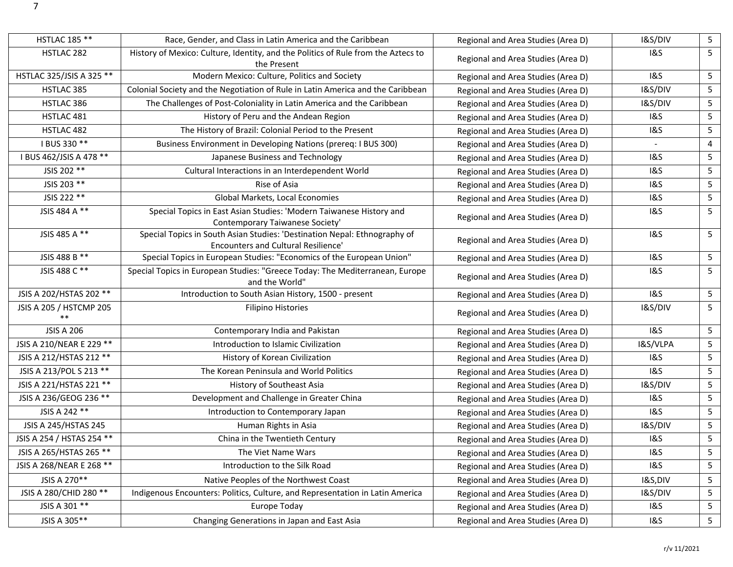| HSTLAC 185 ** | Race, Gender, and Class in Latin America and the Caribbean | Regional and Area Studies (Area D) | I&S/DIV | 5 |
|---|---|---|---|---|
| HSTLAC 282 | History of Mexico: Culture, Identity, and the Politics of Rule from the Aztecs to the Present | Regional and Area Studies (Area D) | I&S | 5 |
| HSTLAC 325/JSIS A 325 ** | Modern Mexico: Culture, Politics and Society | Regional and Area Studies (Area D) | I&S | 5 |
| HSTLAC 385 | Colonial Society and the Negotiation of Rule in Latin America and the Caribbean | Regional and Area Studies (Area D) | I&S/DIV | 5 |
| HSTLAC 386 | The Challenges of Post-Coloniality in Latin America and the Caribbean | Regional and Area Studies (Area D) | I&S/DIV | 5 |
| HSTLAC 481 | History of Peru and the Andean Region | Regional and Area Studies (Area D) | I&S | 5 |
| HSTLAC 482 | The History of Brazil: Colonial Period to the Present | Regional and Area Studies (Area D) | I&S | 5 |
| I BUS 330 ** | Business Environment in Developing Nations (prereq: I BUS 300) | Regional and Area Studies (Area D) | - | 4 |
| I BUS 462/JSIS A 478 ** | Japanese Business and Technology | Regional and Area Studies (Area D) | I&S | 5 |
| JSIS 202 ** | Cultural Interactions in an Interdependent World | Regional and Area Studies (Area D) | I&S | 5 |
| JSIS 203 ** | Rise of Asia | Regional and Area Studies (Area D) | I&S | 5 |
| JSIS 222 ** | Global Markets, Local Economies | Regional and Area Studies (Area D) | I&S | 5 |
| JSIS 484 A ** | Special Topics in East Asian Studies: 'Modern Taiwanese History and Contemporary Taiwanese Society' | Regional and Area Studies (Area D) | I&S | 5 |
| JSIS 485 A ** | Special Topics in South Asian Studies: 'Destination Nepal: Ethnography of Encounters and Cultural Resilience' | Regional and Area Studies (Area D) | I&S | 5 |
| JSIS 488 B ** | Special Topics in European Studies: "Economics of the European Union" | Regional and Area Studies (Area D) | I&S | 5 |
| JSIS 488 C ** | Special Topics in European Studies: "Greece Today: The Mediterranean, Europe and the World" | Regional and Area Studies (Area D) | I&S | 5 |
| JSIS A 202/HSTAS 202 ** | Introduction to South Asian History, 1500 - present | Regional and Area Studies (Area D) | I&S | 5 |
| JSIS A 205 / HSTCMP 205 ** | Filipino Histories | Regional and Area Studies (Area D) | I&S/DIV | 5 |
| JSIS A 206 | Contemporary India and Pakistan | Regional and Area Studies (Area D) | I&S | 5 |
| JSIS A 210/NEAR E 229 ** | Introduction to Islamic Civilization | Regional and Area Studies (Area D) | I&S/VLPA | 5 |
| JSIS A 212/HSTAS 212 ** | History of Korean Civilization | Regional and Area Studies (Area D) | I&S | 5 |
| JSIS A 213/POL S 213 ** | The Korean Peninsula and World Politics | Regional and Area Studies (Area D) | I&S | 5 |
| JSIS A 221/HSTAS 221 ** | History of Southeast Asia | Regional and Area Studies (Area D) | I&S/DIV | 5 |
| JSIS A 236/GEOG 236 ** | Development and Challenge in Greater China | Regional and Area Studies (Area D) | I&S | 5 |
| JSIS A 242 ** | Introduction to Contemporary Japan | Regional and Area Studies (Area D) | I&S | 5 |
| JSIS A 245/HSTAS 245 | Human Rights in Asia | Regional and Area Studies (Area D) | I&S/DIV | 5 |
| JSIS A 254 / HSTAS 254 ** | China in the Twentieth Century | Regional and Area Studies (Area D) | I&S | 5 |
| JSIS A 265/HSTAS 265 ** | The Viet Name Wars | Regional and Area Studies (Area D) | I&S | 5 |
| JSIS A 268/NEAR E 268 ** | Introduction to the Silk Road | Regional and Area Studies (Area D) | I&S | 5 |
| JSIS A 270** | Native Peoples of the Northwest Coast | Regional and Area Studies (Area D) | I&S,DIV | 5 |
| JSIS A 280/CHID 280 ** | Indigenous Encounters: Politics, Culture, and Representation in Latin America | Regional and Area Studies (Area D) | I&S/DIV | 5 |
| JSIS A 301 ** | Europe Today | Regional and Area Studies (Area D) | I&S | 5 |
| JSIS A 305** | Changing Generations in Japan and East Asia | Regional and Area Studies (Area D) | I&S | 5 |

r/v 11/2021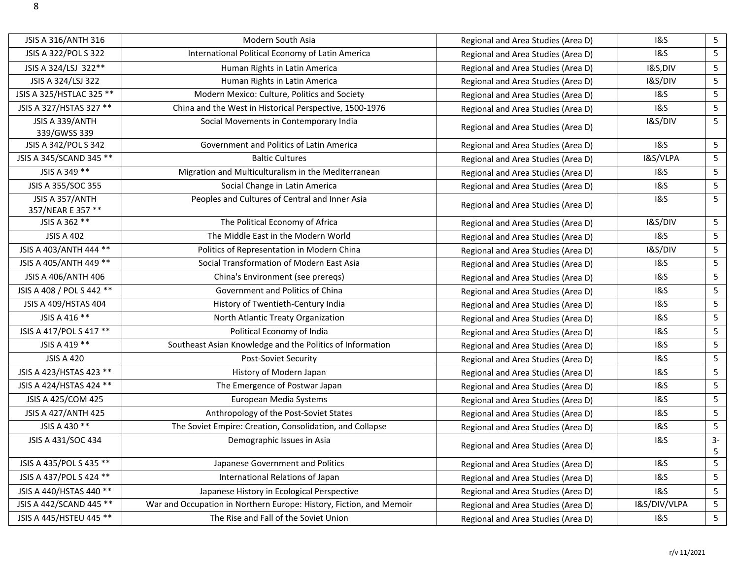| JSIS A 316/ANTH 316 | Modern South Asia | Regional and Area Studies (Area D) | I&S | 5 |
|---|---|---|---|---|
| JSIS A 322/POL S 322 | International Political Economy of Latin America | Regional and Area Studies (Area D) | I&S | 5 |
| JSIS A 324/LSJ 322** | Human Rights in Latin America | Regional and Area Studies (Area D) | I&S,DIV | 5 |
| JSIS A 324/LSJ 322 | Human Rights in Latin America | Regional and Area Studies (Area D) | I&S/DIV | 5 |
| JSIS A 325/HSTLAC 325 ** | Modern Mexico: Culture, Politics and Society | Regional and Area Studies (Area D) | I&S | 5 |
| JSIS A 327/HSTAS 327 ** | China and the West in Historical Perspective, 1500-1976 | Regional and Area Studies (Area D) | I&S | 5 |
| JSIS A 339/ANTH 339/GWSS 339 | Social Movements in Contemporary India | Regional and Area Studies (Area D) | I&S/DIV | 5 |
| JSIS A 342/POL S 342 | Government and Politics of Latin America | Regional and Area Studies (Area D) | I&S | 5 |
| JSIS A 345/SCAND 345 ** | Baltic Cultures | Regional and Area Studies (Area D) | I&S/VLPA | 5 |
| JSIS A 349 ** | Migration and Multiculturalism in the Mediterranean | Regional and Area Studies (Area D) | I&S | 5 |
| JSIS A 355/SOC 355 | Social Change in Latin America | Regional and Area Studies (Area D) | I&S | 5 |
| JSIS A 357/ANTH 357/NEAR E 357 ** | Peoples and Cultures of Central and Inner Asia | Regional and Area Studies (Area D) | I&S | 5 |
| JSIS A 362 ** | The Political Economy of Africa | Regional and Area Studies (Area D) | I&S/DIV | 5 |
| JSIS A 402 | The Middle East in the Modern World | Regional and Area Studies (Area D) | I&S | 5 |
| JSIS A 403/ANTH 444 ** | Politics of Representation in Modern China | Regional and Area Studies (Area D) | I&S/DIV | 5 |
| JSIS A 405/ANTH 449 ** | Social Transformation of Modern East Asia | Regional and Area Studies (Area D) | I&S | 5 |
| JSIS A 406/ANTH 406 | China's Environment (see prereqs) | Regional and Area Studies (Area D) | I&S | 5 |
| JSIS A 408 / POL S 442 ** | Government and Politics of China | Regional and Area Studies (Area D) | I&S | 5 |
| JSIS A 409/HSTAS 404 | History of Twentieth-Century India | Regional and Area Studies (Area D) | I&S | 5 |
| JSIS A 416 ** | North Atlantic Treaty Organization | Regional and Area Studies (Area D) | I&S | 5 |
| JSIS A 417/POL S 417 ** | Political Economy of India | Regional and Area Studies (Area D) | I&S | 5 |
| JSIS A 419 ** | Southeast Asian Knowledge and the Politics of Information | Regional and Area Studies (Area D) | I&S | 5 |
| JSIS A 420 | Post-Soviet Security | Regional and Area Studies (Area D) | I&S | 5 |
| JSIS A 423/HSTAS 423 ** | History of Modern Japan | Regional and Area Studies (Area D) | I&S | 5 |
| JSIS A 424/HSTAS 424 ** | The Emergence of Postwar Japan | Regional and Area Studies (Area D) | I&S | 5 |
| JSIS A 425/COM 425 | European Media Systems | Regional and Area Studies (Area D) | I&S | 5 |
| JSIS A 427/ANTH 425 | Anthropology of the Post-Soviet States | Regional and Area Studies (Area D) | I&S | 5 |
| JSIS A 430 ** | The Soviet Empire: Creation, Consolidation, and Collapse | Regional and Area Studies (Area D) | I&S | 5 |
| JSIS A 431/SOC 434 | Demographic Issues in Asia | Regional and Area Studies (Area D) | I&S | 3-5 |
| JSIS A 435/POL S 435 ** | Japanese Government and Politics | Regional and Area Studies (Area D) | I&S | 5 |
| JSIS A 437/POL S 424 ** | International Relations of Japan | Regional and Area Studies (Area D) | I&S | 5 |
| JSIS A 440/HSTAS 440 ** | Japanese History in Ecological Perspective | Regional and Area Studies (Area D) | I&S | 5 |
| JSIS A 442/SCAND 445 ** | War and Occupation in Northern Europe: History, Fiction, and Memoir | Regional and Area Studies (Area D) | I&S/DIV/VLPA | 5 |
| JSIS A 445/HSTEU 445 ** | The Rise and Fall of the Soviet Union | Regional and Area Studies (Area D) | I&S | 5 |

r/v 11/2021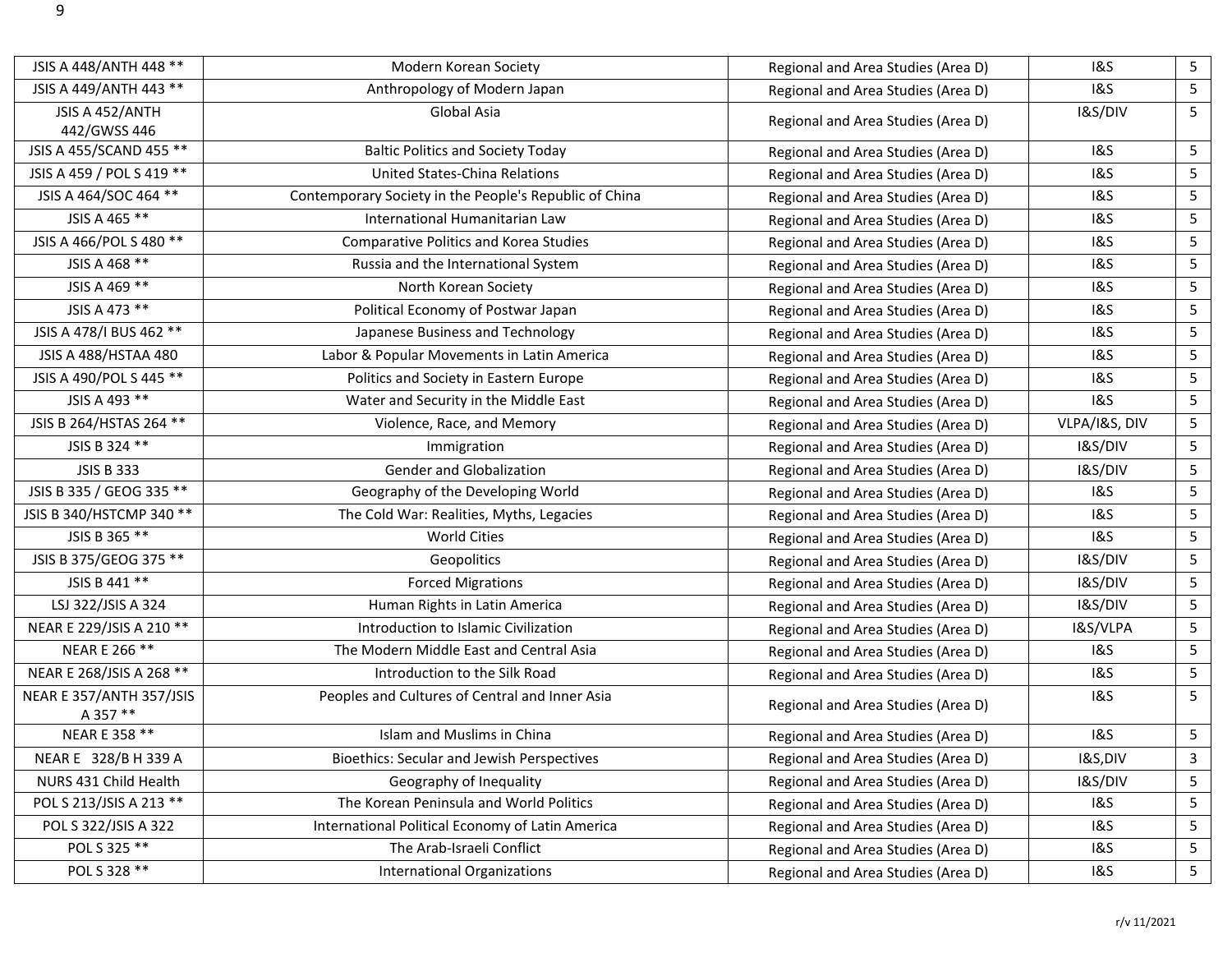| JSIS A 448/ANTH 448 ** | Modern Korean Society | Regional and Area Studies (Area D) | I&S | 5 |
|---|---|---|---|---|
| JSIS A 449/ANTH 443 ** | Anthropology of Modern Japan | Regional and Area Studies (Area D) | I&S | 5 |
| JSIS A 452/ANTH 442/GWSS 446 | Global Asia | Regional and Area Studies (Area D) | I&S/DIV | 5 |
| JSIS A 455/SCAND 455 ** | Baltic Politics and Society Today | Regional and Area Studies (Area D) | I&S | 5 |
| JSIS A 459 / POL S 419 ** | United States-China Relations | Regional and Area Studies (Area D) | I&S | 5 |
| JSIS A 464/SOC 464 ** | Contemporary Society in the People's Republic of China | Regional and Area Studies (Area D) | I&S | 5 |
| JSIS A 465 ** | International Humanitarian Law | Regional and Area Studies (Area D) | I&S | 5 |
| JSIS A 466/POL S 480 ** | Comparative Politics and Korea Studies | Regional and Area Studies (Area D) | I&S | 5 |
| JSIS A 468 ** | Russia and the International System | Regional and Area Studies (Area D) | I&S | 5 |
| JSIS A 469 ** | North Korean Society | Regional and Area Studies (Area D) | I&S | 5 |
| JSIS A 473 ** | Political Economy of Postwar Japan | Regional and Area Studies (Area D) | I&S | 5 |
| JSIS A 478/I BUS 462 ** | Japanese Business and Technology | Regional and Area Studies (Area D) | I&S | 5 |
| JSIS A 488/HSTAA 480 | Labor & Popular Movements in Latin America | Regional and Area Studies (Area D) | I&S | 5 |
| JSIS A 490/POL S 445 ** | Politics and Society in Eastern Europe | Regional and Area Studies (Area D) | I&S | 5 |
| JSIS A 493 ** | Water and Security in the Middle East | Regional and Area Studies (Area D) | I&S | 5 |
| JSIS B 264/HSTAS 264 ** | Violence, Race, and Memory | Regional and Area Studies (Area D) | VLPA/I&S, DIV | 5 |
| JSIS B 324 ** | Immigration | Regional and Area Studies (Area D) | I&S/DIV | 5 |
| JSIS B 333 | Gender and Globalization | Regional and Area Studies (Area D) | I&S/DIV | 5 |
| JSIS B 335 / GEOG 335 ** | Geography of the Developing World | Regional and Area Studies (Area D) | I&S | 5 |
| JSIS B 340/HSTCMP 340 ** | The Cold War: Realities, Myths, Legacies | Regional and Area Studies (Area D) | I&S | 5 |
| JSIS B 365 ** | World Cities | Regional and Area Studies (Area D) | I&S | 5 |
| JSIS B 375/GEOG 375 ** | Geopolitics | Regional and Area Studies (Area D) | I&S/DIV | 5 |
| JSIS B 441 ** | Forced Migrations | Regional and Area Studies (Area D) | I&S/DIV | 5 |
| LSJ 322/JSIS A 324 | Human Rights in Latin America | Regional and Area Studies (Area D) | I&S/DIV | 5 |
| NEAR E 229/JSIS A 210 ** | Introduction to Islamic Civilization | Regional and Area Studies (Area D) | I&S/VLPA | 5 |
| NEAR E 266 ** | The Modern Middle East and Central Asia | Regional and Area Studies (Area D) | I&S | 5 |
| NEAR E 268/JSIS A 268 ** | Introduction to the Silk Road | Regional and Area Studies (Area D) | I&S | 5 |
| NEAR E 357/ANTH 357/JSIS A 357 ** | Peoples and Cultures of Central and Inner Asia | Regional and Area Studies (Area D) | I&S | 5 |
| NEAR E 358 ** | Islam and Muslims in China | Regional and Area Studies (Area D) | I&S | 5 |
| NEAR E 328/B H 339 A | Bioethics: Secular and Jewish Perspectives | Regional and Area Studies (Area D) | I&S,DIV | 3 |
| NURS 431 Child Health | Geography of Inequality | Regional and Area Studies (Area D) | I&S/DIV | 5 |
| POL S 213/JSIS A 213 ** | The Korean Peninsula and World Politics | Regional and Area Studies (Area D) | I&S | 5 |
| POL S 322/JSIS A 322 | International Political Economy of Latin America | Regional and Area Studies (Area D) | I&S | 5 |
| POL S 325 ** | The Arab-Israeli Conflict | Regional and Area Studies (Area D) | I&S | 5 |
| POL S 328 ** | International Organizations | Regional and Area Studies (Area D) | I&S | 5 |

r/v 11/2021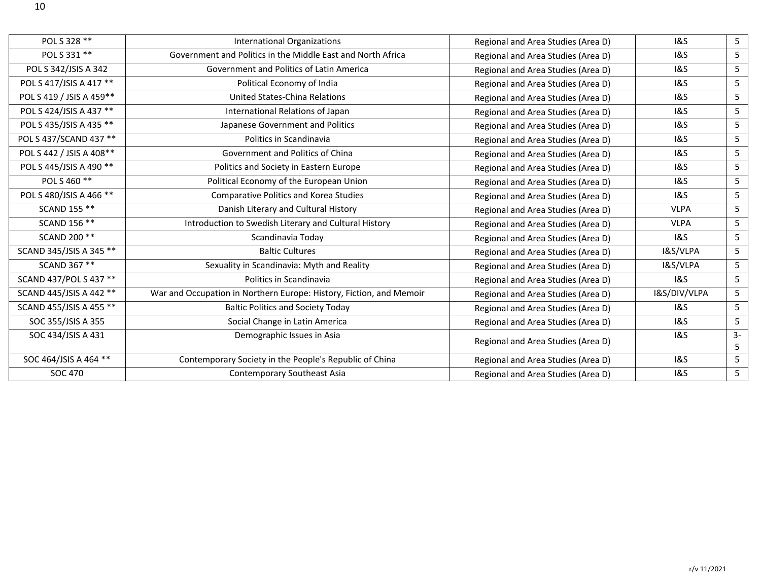| | | | | |
|---|---|---|---|---|
| POL S 328 ** | International Organizations | Regional and Area Studies (Area D) | I&S | 5 |
| POL S 331 ** | Government and Politics in the Middle East and North Africa | Regional and Area Studies (Area D) | I&S | 5 |
| POL S 342/JSIS A 342 | Government and Politics of Latin America | Regional and Area Studies (Area D) | I&S | 5 |
| POL S 417/JSIS A 417 ** | Political Economy of India | Regional and Area Studies (Area D) | I&S | 5 |
| POL S 419 / JSIS A 459** | United States-China Relations | Regional and Area Studies (Area D) | I&S | 5 |
| POL S 424/JSIS A 437 ** | International Relations of Japan | Regional and Area Studies (Area D) | I&S | 5 |
| POL S 435/JSIS A 435 ** | Japanese Government and Politics | Regional and Area Studies (Area D) | I&S | 5 |
| POL S 437/SCAND 437 ** | Politics in Scandinavia | Regional and Area Studies (Area D) | I&S | 5 |
| POL S 442 / JSIS A 408** | Government and Politics of China | Regional and Area Studies (Area D) | I&S | 5 |
| POL S 445/JSIS A 490 ** | Politics and Society in Eastern Europe | Regional and Area Studies (Area D) | I&S | 5 |
| POL S 460 ** | Political Economy of the European Union | Regional and Area Studies (Area D) | I&S | 5 |
| POL S 480/JSIS A 466 ** | Comparative Politics and Korea Studies | Regional and Area Studies (Area D) | I&S | 5 |
| SCAND 155 ** | Danish Literary and Cultural History | Regional and Area Studies (Area D) | VLPA | 5 |
| SCAND 156 ** | Introduction to Swedish Literary and Cultural History | Regional and Area Studies (Area D) | VLPA | 5 |
| SCAND 200 ** | Scandinavia Today | Regional and Area Studies (Area D) | I&S | 5 |
| SCAND 345/JSIS A 345 ** | Baltic Cultures | Regional and Area Studies (Area D) | I&S/VLPA | 5 |
| SCAND 367 ** | Sexuality in Scandinavia: Myth and Reality | Regional and Area Studies (Area D) | I&S/VLPA | 5 |
| SCAND 437/POL S 437 ** | Politics in Scandinavia | Regional and Area Studies (Area D) | I&S | 5 |
| SCAND 445/JSIS A 442 ** | War and Occupation in Northern Europe: History, Fiction, and Memoir | Regional and Area Studies (Area D) | I&S/DIV/VLPA | 5 |
| SCAND 455/JSIS A 455 ** | Baltic Politics and Society Today | Regional and Area Studies (Area D) | I&S | 5 |
| SOC 355/JSIS A 355 | Social Change in Latin America | Regional and Area Studies (Area D) | I&S | 5 |
| SOC 434/JSIS A 431 | Demographic Issues in Asia | Regional and Area Studies (Area D) | I&S | 3-5 |
| SOC 464/JSIS A 464 ** | Contemporary Society in the People's Republic of China | Regional and Area Studies (Area D) | I&S | 5 |
| SOC 470 | Contemporary Southeast Asia | Regional and Area Studies (Area D) | I&S | 5 |

r/v 11/2021